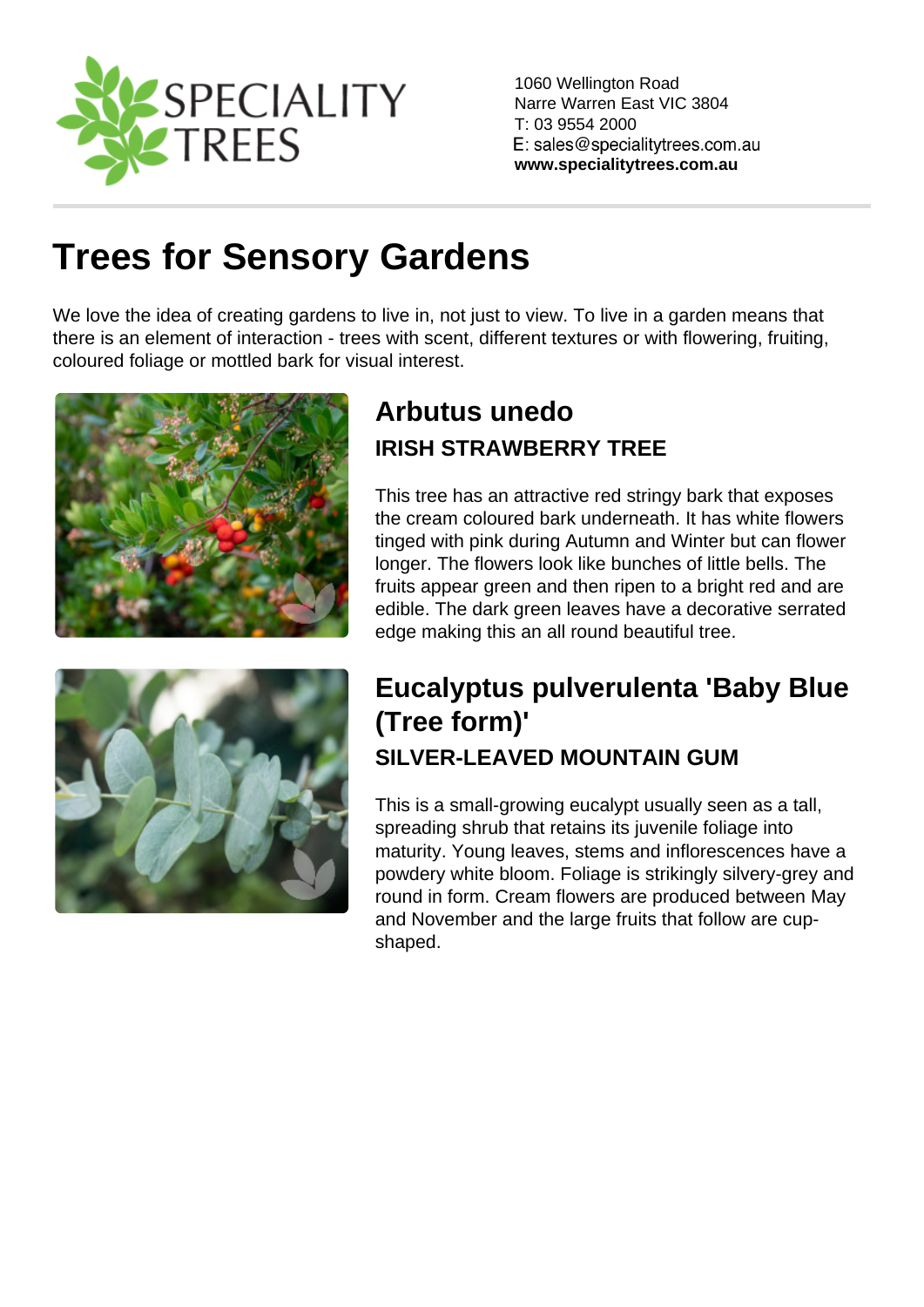SPECIALITY TREES

1060 Wellington Road
Narre Warren East VIC 3804
T: 03 9554 2000
E: sales@specialitytrees.com.au
**www.specialitytrees.com.au**

# Trees for Sensory Gardens

We love the idea of creating gardens to live in, not just to view. To live in a garden means that there is an element of interaction - trees with scent, different textures or with flowering, fruiting, coloured foliage or mottled bark for visual interest.

## Arbutus unedo

### IRISH STRAWBERRY TREE

This tree has an attractive red stringy bark that exposes the cream coloured bark underneath. It has white flowers tinged with pink during Autumn and Winter but can flower longer. The flowers look like bunches of little bells. The fruits appear green and then ripen to a bright red and are edible. The dark green leaves have a decorative serrated edge making this an all round beautiful tree.

## Eucalyptus pulverulenta 'Baby Blue (Tree form)'

### SILVER-LEAVED MOUNTAIN GUM

This is a small-growing eucalypt usually seen as a tall, spreading shrub that retains its juvenile foliage into maturity. Young leaves, stems and inflorescences have a powdery white bloom. Foliage is strikingly silvery-grey and round in form. Cream flowers are produced between May and November and the large fruits that follow are cup-shaped.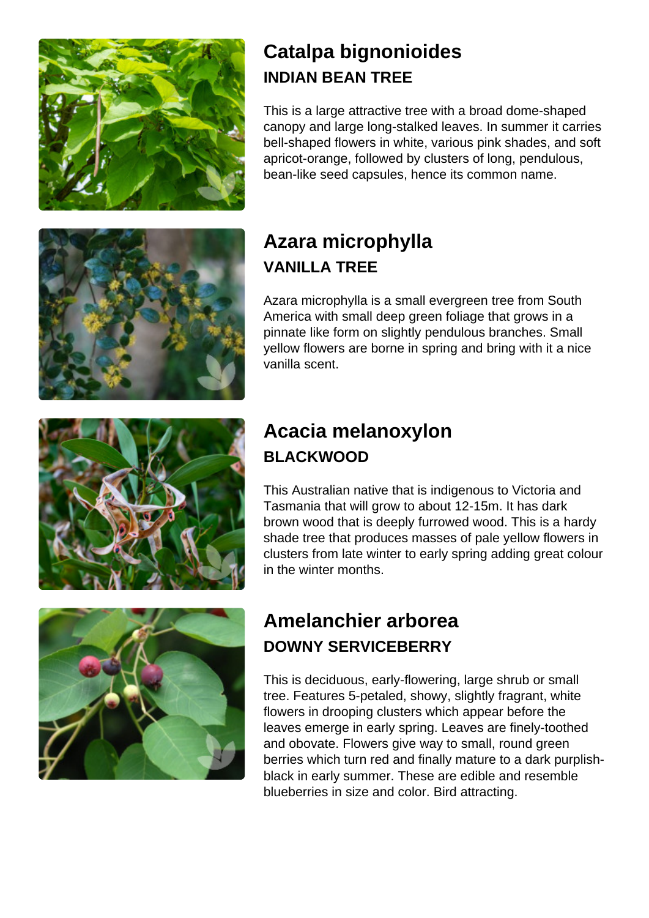## Catalpa bignonioides

### INDIAN BEAN TREE

This is a large attractive tree with a broad dome-shaped canopy and large long-stalked leaves. In summer it carries bell-shaped flowers in white, various pink shades, and soft apricot-orange, followed by clusters of long, pendulous, bean-like seed capsules, hence its common name.

## Azara microphylla

### VANILLA TREE

Azara microphylla is a small evergreen tree from South America with small deep green foliage that grows in a pinnate like form on slightly pendulous branches. Small yellow flowers are borne in spring and bring with it a nice vanilla scent.

## Acacia melanoxylon

### BLACKWOOD

This Australian native that is indigenous to Victoria and Tasmania that will grow to about 12-15m. It has dark brown wood that is deeply furrowed wood. This is a hardy shade tree that produces masses of pale yellow flowers in clusters from late winter to early spring adding great colour in the winter months.

## Amelanchier arborea

### DOWNY SERVICEBERRY

This is deciduous, early-flowering, large shrub or small tree. Features 5-petaled, showy, slightly fragrant, white flowers in drooping clusters which appear before the leaves emerge in early spring. Leaves are finely-toothed and obovate. Flowers give way to small, round green berries which turn red and finally mature to a dark purplish-black in early summer. These are edible and resemble blueberries in size and color. Bird attracting.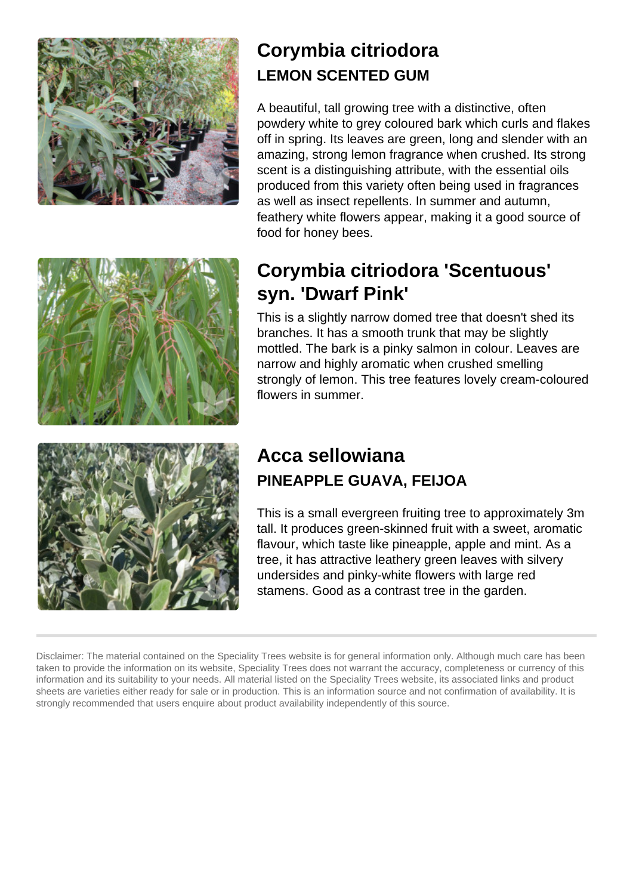## Corymbia citriodora

### LEMON SCENTED GUM

A beautiful, tall growing tree with a distinctive, often powdery white to grey coloured bark which curls and flakes off in spring. Its leaves are green, long and slender with an amazing, strong lemon fragrance when crushed. Its strong scent is a distinguishing attribute, with the essential oils produced from this variety often being used in fragrances as well as insect repellents. In summer and autumn, feathery white flowers appear, making it a good source of food for honey bees.

## Corymbia citriodora 'Scentuous' syn. 'Dwarf Pink'

This is a slightly narrow domed tree that doesn't shed its branches. It has a smooth trunk that may be slightly mottled. The bark is a pinky salmon in colour. Leaves are narrow and highly aromatic when crushed smelling strongly of lemon. This tree features lovely cream-coloured flowers in summer.

## Acca sellowiana

### PINEAPPLE GUAVA, FEIJOA

This is a small evergreen fruiting tree to approximately 3m tall. It produces green-skinned fruit with a sweet, aromatic flavour, which taste like pineapple, apple and mint. As a tree, it has attractive leathery green leaves with silvery undersides and pinky-white flowers with large red stamens. Good as a contrast tree in the garden.

---

Disclaimer: The material contained on the Speciality Trees website is for general information only. Although much care has been taken to provide the information on its website, Speciality Trees does not warrant the accuracy, completeness or currency of this information and its suitability to your needs. All material listed on the Speciality Trees website, its associated links and product sheets are varieties either ready for sale or in production. This is an information source and not confirmation of availability. It is strongly recommended that users enquire about product availability independently of this source.